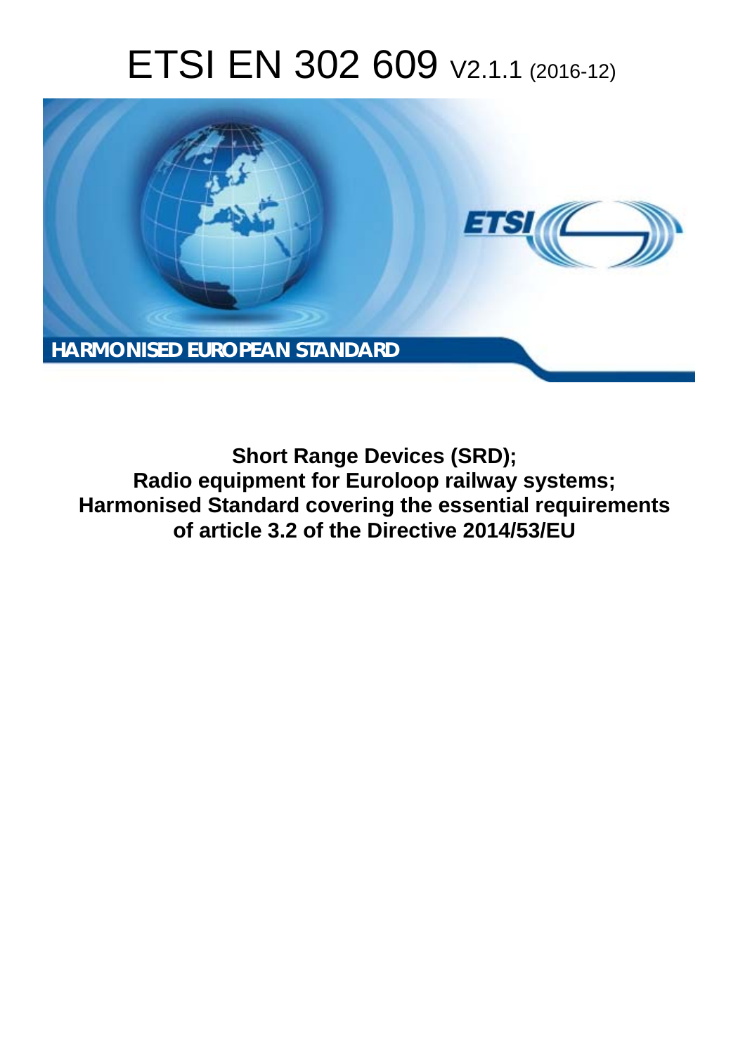# ETSI EN 302 609 V2.1.1 (2016-12)

HARMONISED EUROPEAN STANDARD

**Short Range Devices (SRD);**
**Radio equipment for Euroloop railway systems;**
**Harmonised Standard covering the essential requirements of article 3.2 of the Directive 2014/53/EU**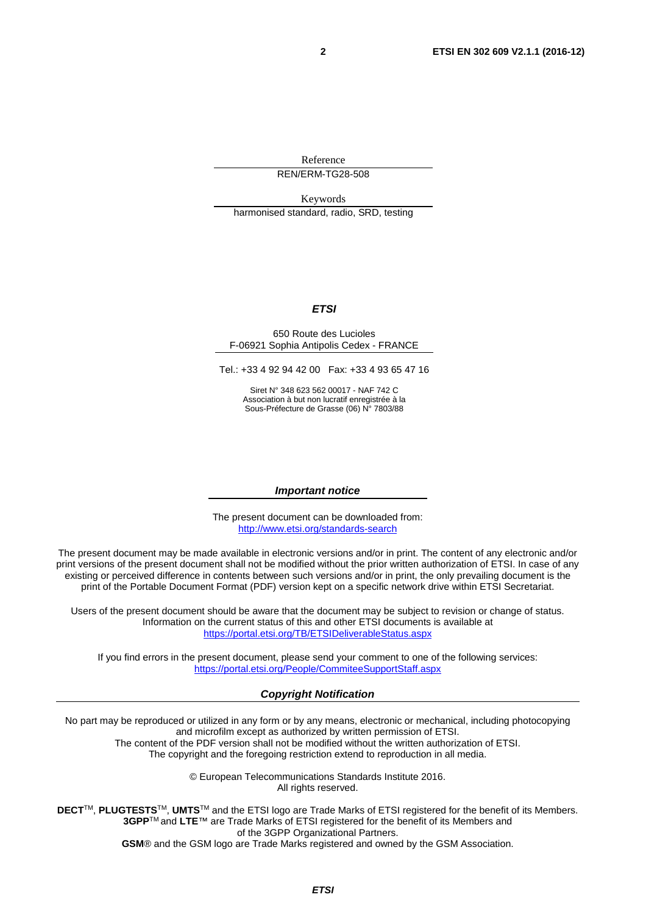Reference

REN/ERM-TG28-508

Keywords

harmonised standard, radio, SRD, testing

***ETSI***

650 Route des Lucioles
F-06921 Sophia Antipolis Cedex - FRANCE

Tel.: +33 4 92 94 42 00 Fax: +33 4 93 65 47 16

Siret N° 348 623 562 00017 - NAF 742 C
Association à but non lucratif enregistrée à la
Sous-Préfecture de Grasse (06) N° 7803/88

***Important notice***

The present document can be downloaded from:
http://www.etsi.org/standards-search

The present document may be made available in electronic versions and/or in print. The content of any electronic and/or print versions of the present document shall not be modified without the prior written authorization of ETSI. In case of any existing or perceived difference in contents between such versions and/or in print, the only prevailing document is the print of the Portable Document Format (PDF) version kept on a specific network drive within ETSI Secretariat.

Users of the present document should be aware that the document may be subject to revision or change of status. Information on the current status of this and other ETSI documents is available at
https://portal.etsi.org/TB/ETSIDeliverableStatus.aspx

If you find errors in the present document, please send your comment to one of the following services:
https://portal.etsi.org/People/CommiteeSupportStaff.aspx

***Copyright Notification***

No part may be reproduced or utilized in any form or by any means, electronic or mechanical, including photocopying and microfilm except as authorized by written permission of ETSI.
The content of the PDF version shall not be modified without the written authorization of ETSI.
The copyright and the foregoing restriction extend to reproduction in all media.

© European Telecommunications Standards Institute 2016.
All rights reserved.

**DECT**™, **PLUGTESTS**™, **UMTS**™ and the ETSI logo are Trade Marks of ETSI registered for the benefit of its Members.
**3GPP**™ and **LTE**™ are Trade Marks of ETSI registered for the benefit of its Members and of the 3GPP Organizational Partners.
**GSM**® and the GSM logo are Trade Marks registered and owned by the GSM Association.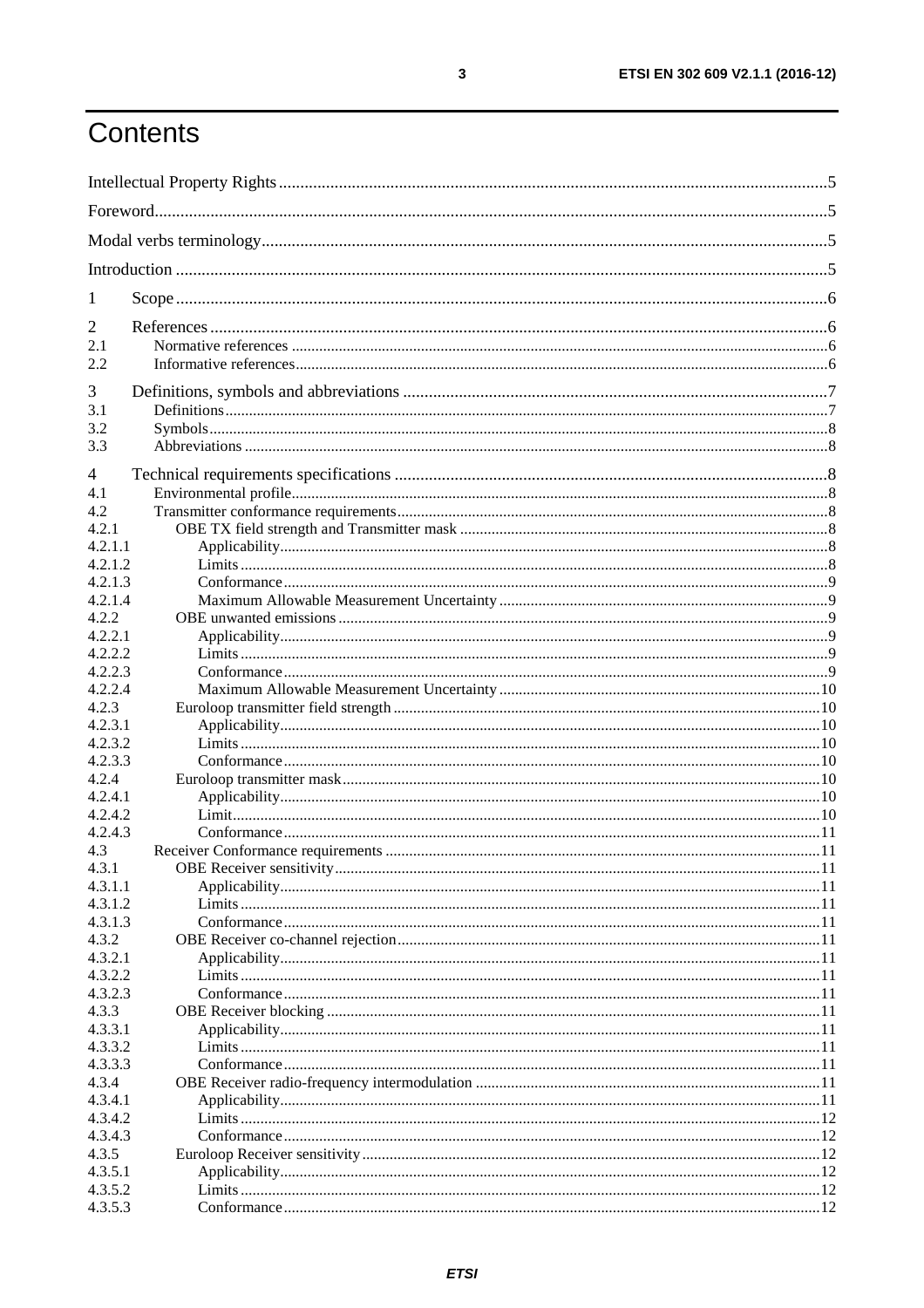# Contents

Intellectual Property Rights ........................................................ 5
Foreword ........................................................ 5
Modal verbs terminology ........................................................ 5
Introduction ........................................................ 5

1 Scope ........................................................ 6

2 References ........................................................ 6
2.1 Normative references ........................................................ 6
2.2 Informative references ........................................................ 6

3 Definitions, symbols and abbreviations ........................................................ 7
3.1 Definitions ........................................................ 7
3.2 Symbols ........................................................ 8
3.3 Abbreviations ........................................................ 8

4 Technical requirements specifications ........................................................ 8
4.1 Environmental profile ........................................................ 8
4.2 Transmitter conformance requirements ........................................................ 8
4.2.1 OBE TX field strength and Transmitter mask ........................................................ 8
4.2.1.1 Applicability ........................................................ 8
4.2.1.2 Limits ........................................................ 8
4.2.1.3 Conformance ........................................................ 9
4.2.1.4 Maximum Allowable Measurement Uncertainty ........................................................ 9
4.2.2 OBE unwanted emissions ........................................................ 9
4.2.2.1 Applicability ........................................................ 9
4.2.2.2 Limits ........................................................ 9
4.2.2.3 Conformance ........................................................ 9
4.2.2.4 Maximum Allowable Measurement Uncertainty ........................................................ 10
4.2.3 Euroloop transmitter field strength ........................................................ 10
4.2.3.1 Applicability ........................................................ 10
4.2.3.2 Limits ........................................................ 10
4.2.3.3 Conformance ........................................................ 10
4.2.4 Euroloop transmitter mask ........................................................ 10
4.2.4.1 Applicability ........................................................ 10
4.2.4.2 Limit ........................................................ 10
4.2.4.3 Conformance ........................................................ 11
4.3 Receiver Conformance requirements ........................................................ 11
4.3.1 OBE Receiver sensitivity ........................................................ 11
4.3.1.1 Applicability ........................................................ 11
4.3.1.2 Limits ........................................................ 11
4.3.1.3 Conformance ........................................................ 11
4.3.2 OBE Receiver co-channel rejection ........................................................ 11
4.3.2.1 Applicability ........................................................ 11
4.3.2.2 Limits ........................................................ 11
4.3.2.3 Conformance ........................................................ 11
4.3.3 OBE Receiver blocking ........................................................ 11
4.3.3.1 Applicability ........................................................ 11
4.3.3.2 Limits ........................................................ 11
4.3.3.3 Conformance ........................................................ 11
4.3.4 OBE Receiver radio-frequency intermodulation ........................................................ 11
4.3.4.1 Applicability ........................................................ 11
4.3.4.2 Limits ........................................................ 12
4.3.4.3 Conformance ........................................................ 12
4.3.5 Euroloop Receiver sensitivity ........................................................ 12
4.3.5.1 Applicability ........................................................ 12
4.3.5.2 Limits ........................................................ 12
4.3.5.3 Conformance ........................................................ 12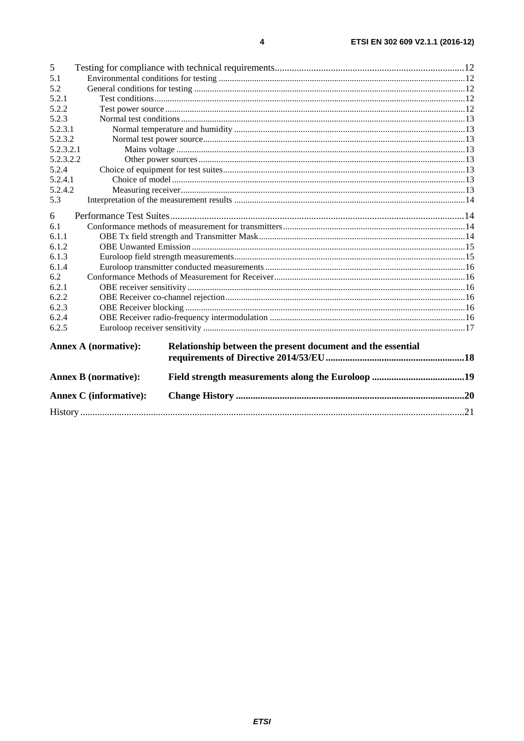5 Testing for compliance with technical requirements .....12
5.1 Environmental conditions for testing .....12
5.2 General conditions for testing .....12
5.2.1 Test conditions .....12
5.2.2 Test power source .....12
5.2.3 Normal test conditions .....13
5.2.3.1 Normal temperature and humidity .....13
5.2.3.2 Normal test power source .....13
5.2.3.2.1 Mains voltage .....13
5.2.3.2.2 Other power sources .....13
5.2.4 Choice of equipment for test suites .....13
5.2.4.1 Choice of model .....13
5.2.4.2 Measuring receiver .....13
5.3 Interpretation of the measurement results .....14

6 Performance Test Suites .....14
6.1 Conformance methods of measurement for transmitters .....14
6.1.1 OBE Tx field strength and Transmitter Mask .....14
6.1.2 OBE Unwanted Emission .....15
6.1.3 Euroloop field strength measurements .....15
6.1.4 Euroloop transmitter conducted measurements .....16
6.2 Conformance Methods of Measurement for Receiver .....16
6.2.1 OBE receiver sensitivity .....16
6.2.2 OBE Receiver co-channel rejection .....16
6.2.3 OBE Receiver blocking .....16
6.2.4 OBE Receiver radio-frequency intermodulation .....16
6.2.5 Euroloop receiver sensitivity .....17

**Annex A (normative): Relationship between the present document and the essential requirements of Directive 2014/53/EU .....18**

**Annex B (normative): Field strength measurements along the Euroloop .....19**

**Annex C (informative): Change History .....20**

History .....21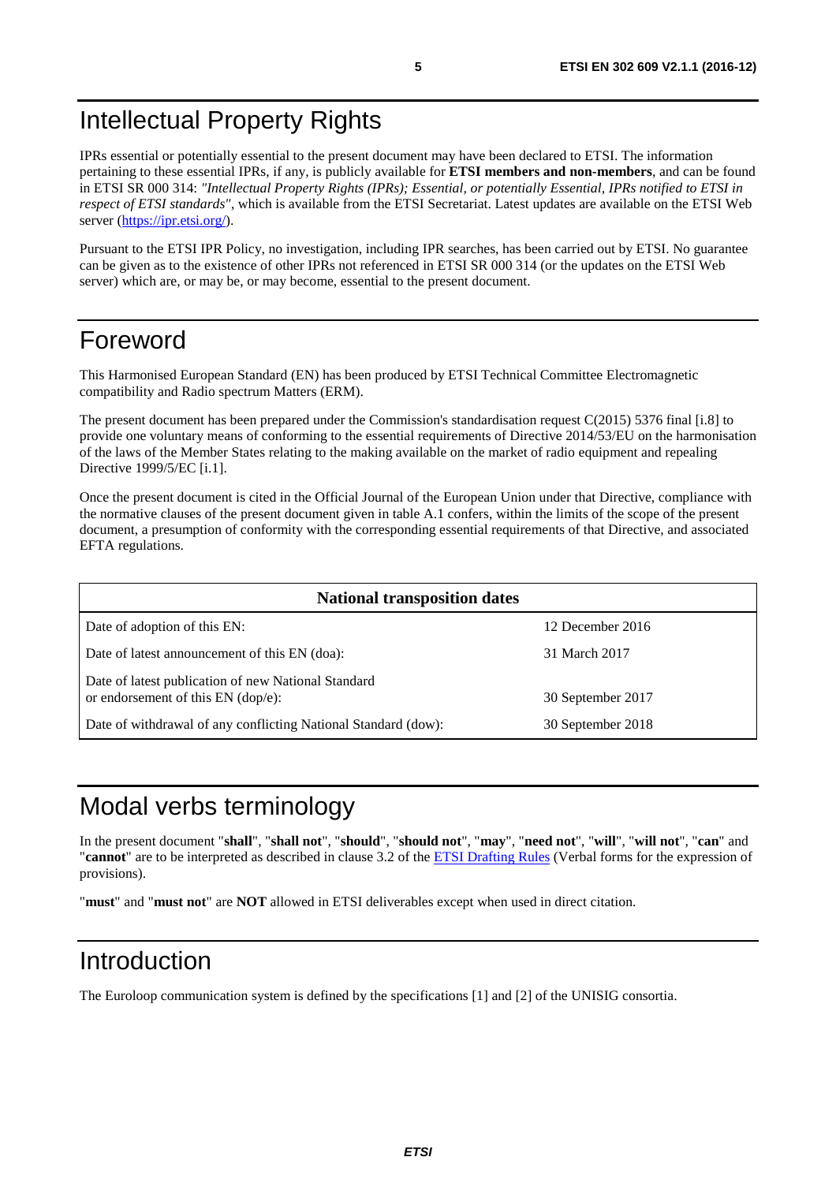# Intellectual Property Rights

IPRs essential or potentially essential to the present document may have been declared to ETSI. The information pertaining to these essential IPRs, if any, is publicly available for **ETSI members and non-members**, and can be found in ETSI SR 000 314: *"Intellectual Property Rights (IPRs); Essential, or potentially Essential, IPRs notified to ETSI in respect of ETSI standards"*, which is available from the ETSI Secretariat. Latest updates are available on the ETSI Web server (https://ipr.etsi.org/).

Pursuant to the ETSI IPR Policy, no investigation, including IPR searches, has been carried out by ETSI. No guarantee can be given as to the existence of other IPRs not referenced in ETSI SR 000 314 (or the updates on the ETSI Web server) which are, or may be, or may become, essential to the present document.

# Foreword

This Harmonised European Standard (EN) has been produced by ETSI Technical Committee Electromagnetic compatibility and Radio spectrum Matters (ERM).

The present document has been prepared under the Commission's standardisation request C(2015) 5376 final [i.8] to provide one voluntary means of conforming to the essential requirements of Directive 2014/53/EU on the harmonisation of the laws of the Member States relating to the making available on the market of radio equipment and repealing Directive 1999/5/EC [i.1].

Once the present document is cited in the Official Journal of the European Union under that Directive, compliance with the normative clauses of the present document given in table A.1 confers, within the limits of the scope of the present document, a presumption of conformity with the corresponding essential requirements of that Directive, and associated EFTA regulations.

| **National transposition dates** | |
|---|---|
| Date of adoption of this EN: | 12 December 2016 |
| Date of latest announcement of this EN (doa): | 31 March 2017 |
| Date of latest publication of new National Standard or endorsement of this EN (dop/e): | 30 September 2017 |
| Date of withdrawal of any conflicting National Standard (dow): | 30 September 2018 |

# Modal verbs terminology

In the present document "**shall**", "**shall not**", "**should**", "**should not**", "**may**", "**need not**", "**will**", "**will not**", "**can**" and "**cannot**" are to be interpreted as described in clause 3.2 of the ETSI Drafting Rules (Verbal forms for the expression of provisions).

"**must**" and "**must not**" are **NOT** allowed in ETSI deliverables except when used in direct citation.

# Introduction

The Euroloop communication system is defined by the specifications [1] and [2] of the UNISIG consortia.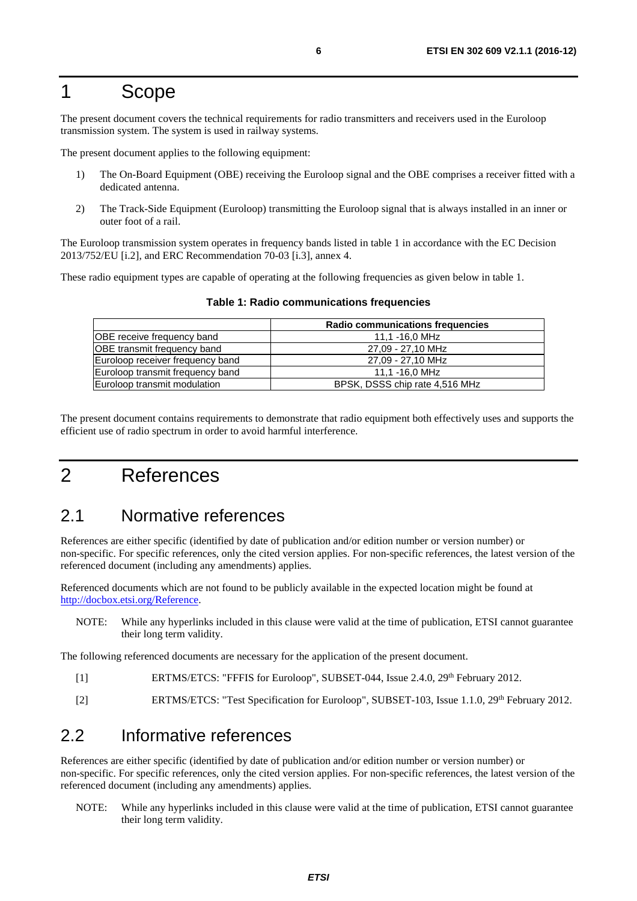# 1 Scope

The present document covers the technical requirements for radio transmitters and receivers used in the Euroloop transmission system. The system is used in railway systems.

The present document applies to the following equipment:

1) The On-Board Equipment (OBE) receiving the Euroloop signal and the OBE comprises a receiver fitted with a dedicated antenna.
2) The Track-Side Equipment (Euroloop) transmitting the Euroloop signal that is always installed in an inner or outer foot of a rail.

The Euroloop transmission system operates in frequency bands listed in table 1 in accordance with the EC Decision 2013/752/EU [i.2], and ERC Recommendation 70-03 [i.3], annex 4.

These radio equipment types are capable of operating at the following frequencies as given below in table 1.

**Table 1: Radio communications frequencies**

| | Radio communications frequencies |
|---|---|
| OBE receive frequency band | 11,1 -16,0 MHz |
| OBE transmit frequency band | 27,09 - 27,10 MHz |
| Euroloop receiver frequency band | 27,09 - 27,10 MHz |
| Euroloop transmit frequency band | 11,1 -16,0 MHz |
| Euroloop transmit modulation | BPSK, DSSS chip rate 4,516 MHz |

The present document contains requirements to demonstrate that radio equipment both effectively uses and supports the efficient use of radio spectrum in order to avoid harmful interference.

# 2 References

## 2.1 Normative references

References are either specific (identified by date of publication and/or edition number or version number) or non-specific. For specific references, only the cited version applies. For non-specific references, the latest version of the referenced document (including any amendments) applies.

Referenced documents which are not found to be publicly available in the expected location might be found at http://docbox.etsi.org/Reference.

NOTE: While any hyperlinks included in this clause were valid at the time of publication, ETSI cannot guarantee their long term validity.

The following referenced documents are necessary for the application of the present document.

[1] ERTMS/ETCS: "FFFIS for Euroloop", SUBSET-044, Issue 2.4.0, 29th February 2012.

[2] ERTMS/ETCS: "Test Specification for Euroloop", SUBSET-103, Issue 1.1.0, 29th February 2012.

## 2.2 Informative references

References are either specific (identified by date of publication and/or edition number or version number) or non-specific. For specific references, only the cited version applies. For non-specific references, the latest version of the referenced document (including any amendments) applies.

NOTE: While any hyperlinks included in this clause were valid at the time of publication, ETSI cannot guarantee their long term validity.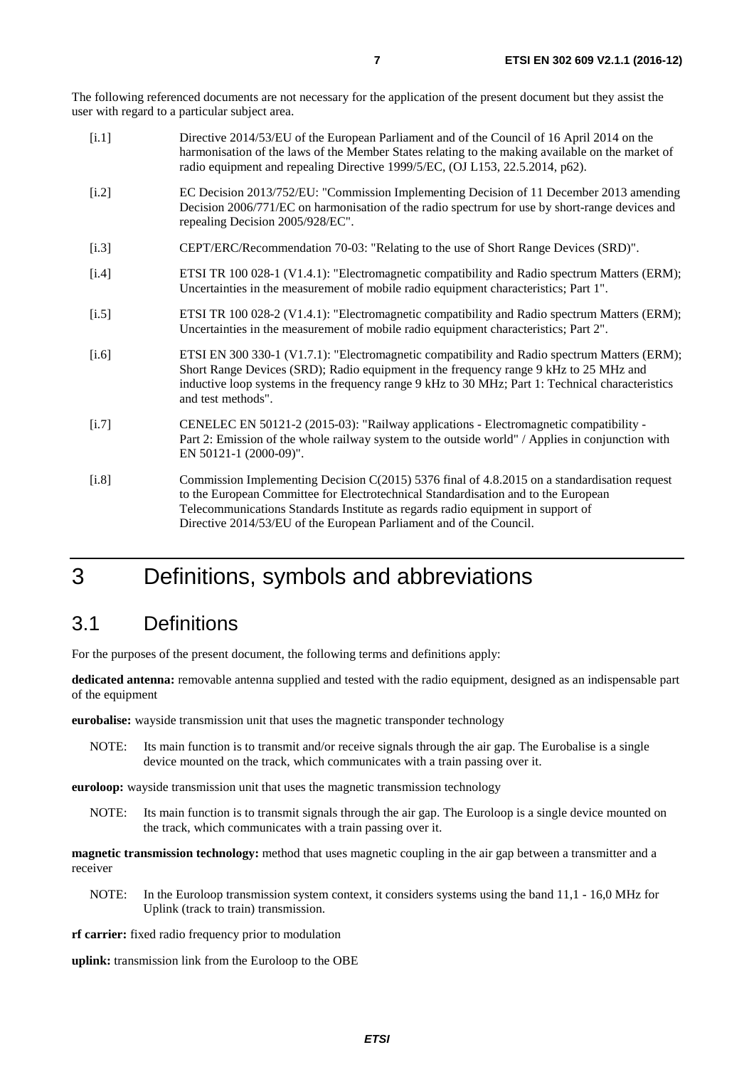The following referenced documents are not necessary for the application of the present document but they assist the user with regard to a particular subject area.

- [i.1] Directive 2014/53/EU of the European Parliament and of the Council of 16 April 2014 on the harmonisation of the laws of the Member States relating to the making available on the market of radio equipment and repealing Directive 1999/5/EC, (OJ L153, 22.5.2014, p62).
- [i.2] EC Decision 2013/752/EU: "Commission Implementing Decision of 11 December 2013 amending Decision 2006/771/EC on harmonisation of the radio spectrum for use by short-range devices and repealing Decision 2005/928/EC".
- [i.3] CEPT/ERC/Recommendation 70-03: "Relating to the use of Short Range Devices (SRD)".
- [i.4] ETSI TR 100 028-1 (V1.4.1): "Electromagnetic compatibility and Radio spectrum Matters (ERM); Uncertainties in the measurement of mobile radio equipment characteristics; Part 1".
- [i.5] ETSI TR 100 028-2 (V1.4.1): "Electromagnetic compatibility and Radio spectrum Matters (ERM); Uncertainties in the measurement of mobile radio equipment characteristics; Part 2".
- [i.6] ETSI EN 300 330-1 (V1.7.1): "Electromagnetic compatibility and Radio spectrum Matters (ERM); Short Range Devices (SRD); Radio equipment in the frequency range 9 kHz to 25 MHz and inductive loop systems in the frequency range 9 kHz to 30 MHz; Part 1: Technical characteristics and test methods".
- [i.7] CENELEC EN 50121-2 (2015-03): "Railway applications - Electromagnetic compatibility - Part 2: Emission of the whole railway system to the outside world" / Applies in conjunction with EN 50121-1 (2000-09)".
- [i.8] Commission Implementing Decision C(2015) 5376 final of 4.8.2015 on a standardisation request to the European Committee for Electrotechnical Standardisation and to the European Telecommunications Standards Institute as regards radio equipment in support of Directive 2014/53/EU of the European Parliament and of the Council.

# 3 Definitions, symbols and abbreviations

## 3.1 Definitions

For the purposes of the present document, the following terms and definitions apply:

**dedicated antenna:** removable antenna supplied and tested with the radio equipment, designed as an indispensable part of the equipment

**eurobalise:** wayside transmission unit that uses the magnetic transponder technology

NOTE: Its main function is to transmit and/or receive signals through the air gap. The Eurobalise is a single device mounted on the track, which communicates with a train passing over it.

**euroloop:** wayside transmission unit that uses the magnetic transmission technology

NOTE: Its main function is to transmit signals through the air gap. The Euroloop is a single device mounted on the track, which communicates with a train passing over it.

**magnetic transmission technology:** method that uses magnetic coupling in the air gap between a transmitter and a receiver

NOTE: In the Euroloop transmission system context, it considers systems using the band 11,1 - 16,0 MHz for Uplink (track to train) transmission.

**rf carrier:** fixed radio frequency prior to modulation

**uplink:** transmission link from the Euroloop to the OBE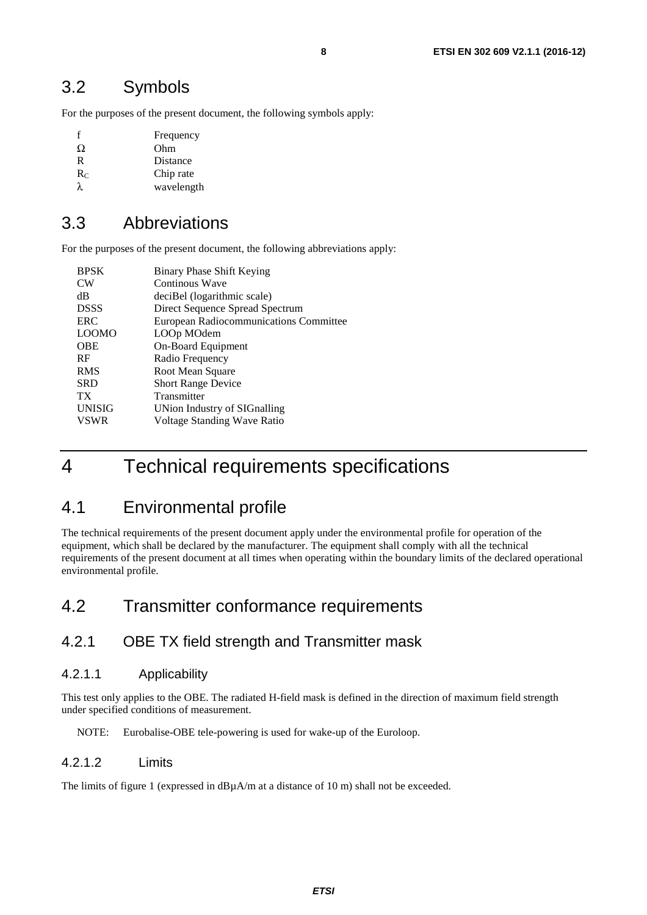## 3.2 Symbols

For the purposes of the present document, the following symbols apply:

| | |
|---|---|
| f | Frequency |
| Ω | Ohm |
| R | Distance |
| $R_C$ | Chip rate |
| λ | wavelength |

## 3.3 Abbreviations

For the purposes of the present document, the following abbreviations apply:

| | |
|---|---|
| BPSK | Binary Phase Shift Keying |
| CW | Continous Wave |
| dB | deciBel (logarithmic scale) |
| DSSS | Direct Sequence Spread Spectrum |
| ERC | European Radiocommunications Committee |
| LOOMO | LOOp MOdem |
| OBE | On-Board Equipment |
| RF | Radio Frequency |
| RMS | Root Mean Square |
| SRD | Short Range Device |
| TX | Transmitter |
| UNISIG | UNion Industry of SIGnalling |
| VSWR | Voltage Standing Wave Ratio |

# 4 Technical requirements specifications

## 4.1 Environmental profile

The technical requirements of the present document apply under the environmental profile for operation of the equipment, which shall be declared by the manufacturer. The equipment shall comply with all the technical requirements of the present document at all times when operating within the boundary limits of the declared operational environmental profile.

## 4.2 Transmitter conformance requirements

### 4.2.1 OBE TX field strength and Transmitter mask

#### 4.2.1.1 Applicability

This test only applies to the OBE. The radiated H-field mask is defined in the direction of maximum field strength under specified conditions of measurement.

NOTE: Eurobalise-OBE tele-powering is used for wake-up of the Euroloop.

#### 4.2.1.2 Limits

The limits of figure 1 (expressed in dBμA/m at a distance of 10 m) shall not be exceeded.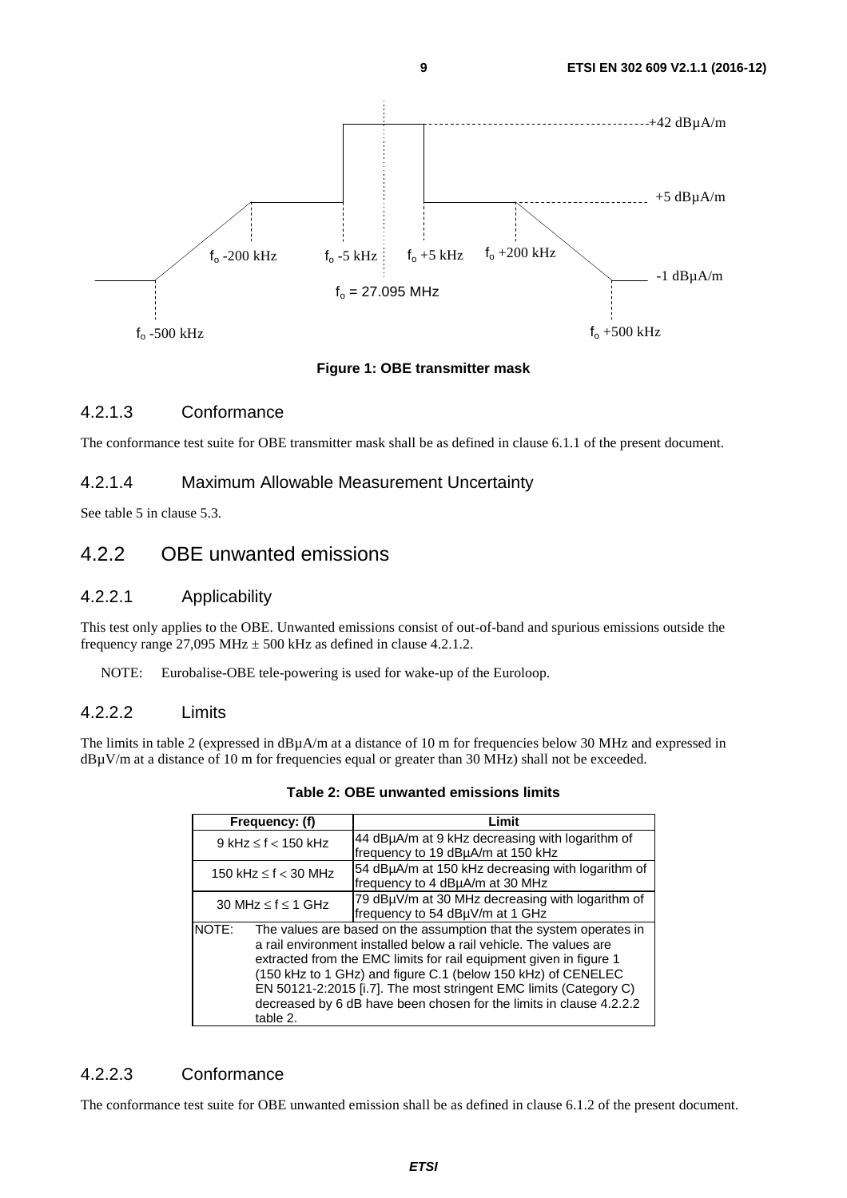**Figure 1: OBE transmitter mask**

### 4.2.1.3 Conformance

The conformance test suite for OBE transmitter mask shall be as defined in clause 6.1.1 of the present document.

### 4.2.1.4 Maximum Allowable Measurement Uncertainty

See table 5 in clause 5.3.

## 4.2.2 OBE unwanted emissions

### 4.2.2.1 Applicability

This test only applies to the OBE. Unwanted emissions consist of out-of-band and spurious emissions outside the frequency range 27,095 MHz ± 500 kHz as defined in clause 4.2.1.2.

NOTE: Eurobalise-OBE tele-powering is used for wake-up of the Euroloop.

### 4.2.2.2 Limits

The limits in table 2 (expressed in dBµA/m at a distance of 10 m for frequencies below 30 MHz and expressed in dBµV/m at a distance of 10 m for frequencies equal or greater than 30 MHz) shall not be exceeded.

**Table 2: OBE unwanted emissions limits**

| Frequency: (f) | Limit |
|---|---|
| 9 kHz ≤ f < 150 kHz | 44 dBµA/m at 9 kHz decreasing with logarithm of frequency to 19 dBµA/m at 150 kHz |
| 150 kHz ≤ f < 30 MHz | 54 dBµA/m at 150 kHz decreasing with logarithm of frequency to 4 dBµA/m at 30 MHz |
| 30 MHz ≤ f ≤ 1 GHz | 79 dBµV/m at 30 MHz decreasing with logarithm of frequency to 54 dBµV/m at 1 GHz |
| NOTE: The values are based on the assumption that the system operates in a rail environment installed below a rail vehicle. The values are extracted from the EMC limits for rail equipment given in figure 1 (150 kHz to 1 GHz) and figure C.1 (below 150 kHz) of CENELEC EN 50121-2:2015 [i.7]. The most stringent EMC limits (Category C) decreased by 6 dB have been chosen for the limits in clause 4.2.2.2 table 2. | |

### 4.2.2.3 Conformance

The conformance test suite for OBE unwanted emission shall be as defined in clause 6.1.2 of the present document.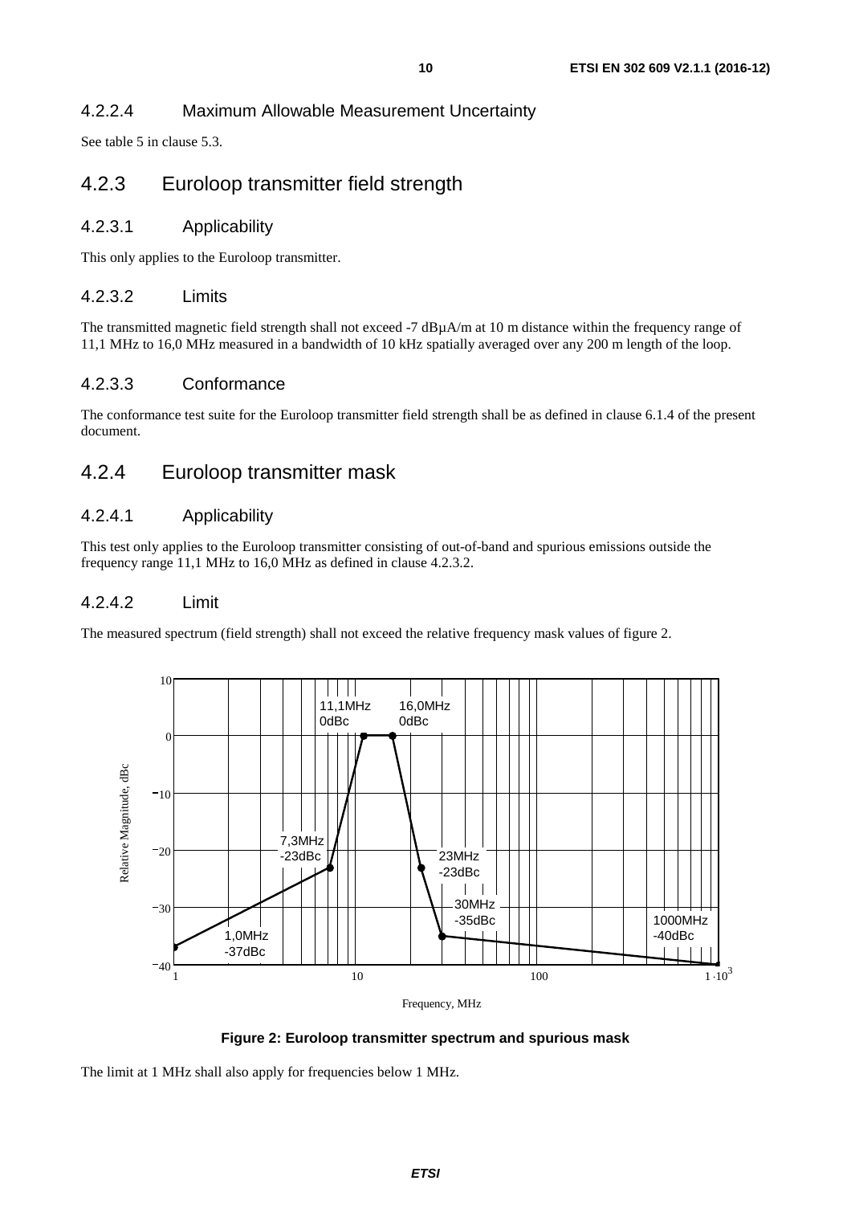### 4.2.2.4 Maximum Allowable Measurement Uncertainty

See table 5 in clause 5.3.

## 4.2.3 Euroloop transmitter field strength

### 4.2.3.1 Applicability

This only applies to the Euroloop transmitter.

### 4.2.3.2 Limits

The transmitted magnetic field strength shall not exceed -7 dBµA/m at 10 m distance within the frequency range of 11,1 MHz to 16,0 MHz measured in a bandwidth of 10 kHz spatially averaged over any 200 m length of the loop.

### 4.2.3.3 Conformance

The conformance test suite for the Euroloop transmitter field strength shall be as defined in clause 6.1.4 of the present document.

## 4.2.4 Euroloop transmitter mask

### 4.2.4.1 Applicability

This test only applies to the Euroloop transmitter consisting of out-of-band and spurious emissions outside the frequency range 11,1 MHz to 16,0 MHz as defined in clause 4.2.3.2.

### 4.2.4.2 Limit

The measured spectrum (field strength) shall not exceed the relative frequency mask values of figure 2.

**Figure 2: Euroloop transmitter spectrum and spurious mask**

The limit at 1 MHz shall also apply for frequencies below 1 MHz.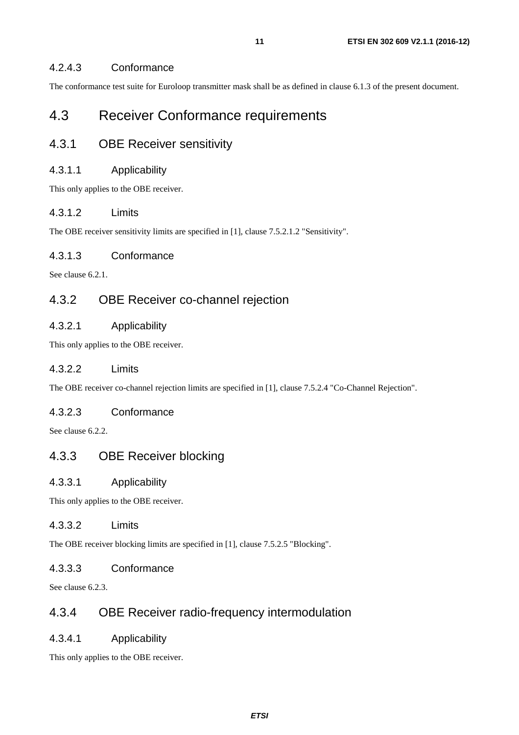#### 4.2.4.3 Conformance

The conformance test suite for Euroloop transmitter mask shall be as defined in clause 6.1.3 of the present document.

## 4.3 Receiver Conformance requirements

### 4.3.1 OBE Receiver sensitivity

#### 4.3.1.1 Applicability

This only applies to the OBE receiver.

#### 4.3.1.2 Limits

The OBE receiver sensitivity limits are specified in [1], clause 7.5.2.1.2 "Sensitivity".

#### 4.3.1.3 Conformance

See clause 6.2.1.

### 4.3.2 OBE Receiver co-channel rejection

#### 4.3.2.1 Applicability

This only applies to the OBE receiver.

#### 4.3.2.2 Limits

The OBE receiver co-channel rejection limits are specified in [1], clause 7.5.2.4 "Co-Channel Rejection".

#### 4.3.2.3 Conformance

See clause 6.2.2.

### 4.3.3 OBE Receiver blocking

#### 4.3.3.1 Applicability

This only applies to the OBE receiver.

#### 4.3.3.2 Limits

The OBE receiver blocking limits are specified in [1], clause 7.5.2.5 "Blocking".

#### 4.3.3.3 Conformance

See clause 6.2.3.

### 4.3.4 OBE Receiver radio-frequency intermodulation

#### 4.3.4.1 Applicability

This only applies to the OBE receiver.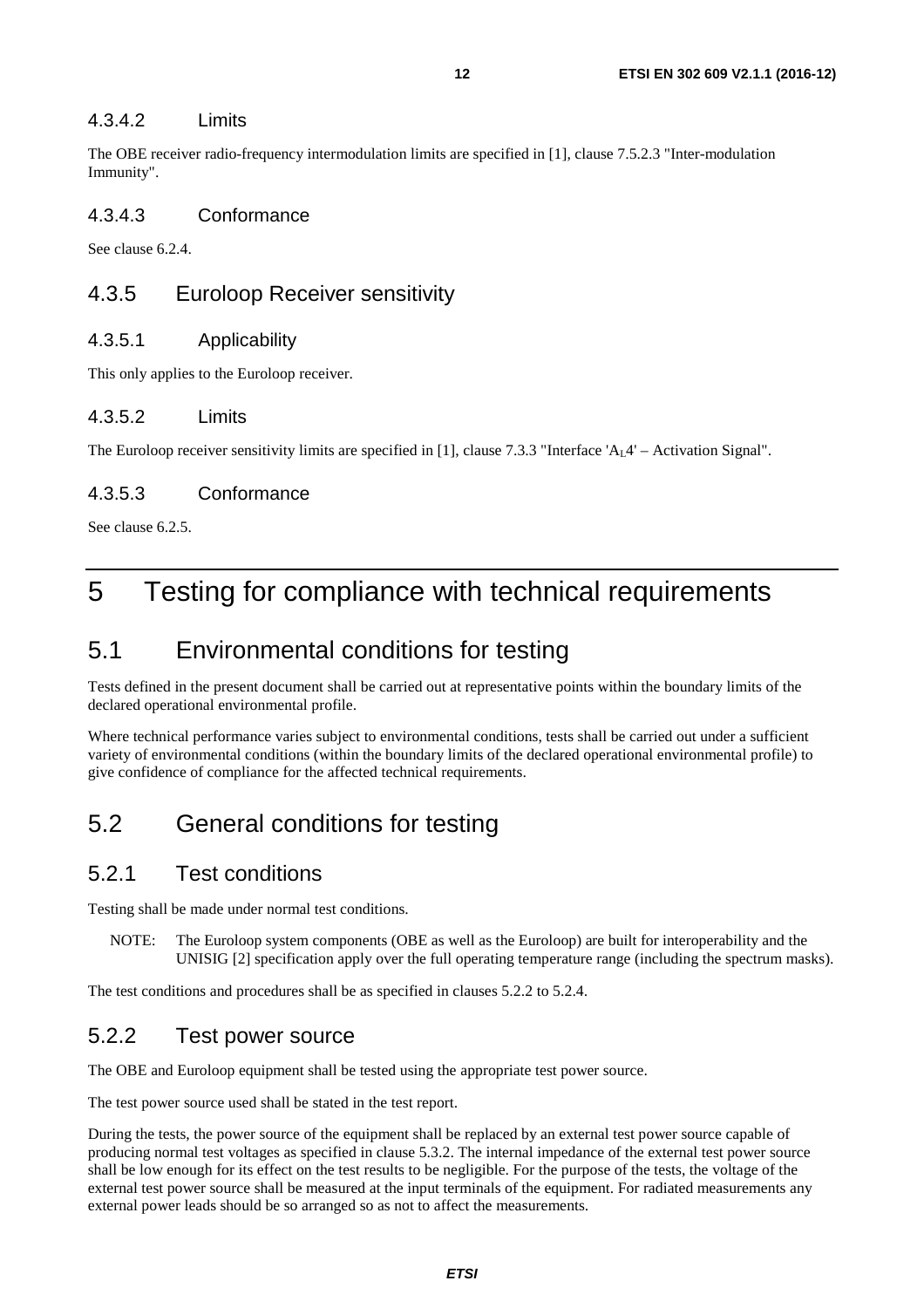#### 4.3.4.2 Limits

The OBE receiver radio-frequency intermodulation limits are specified in [1], clause 7.5.2.3 "Inter-modulation Immunity".

#### 4.3.4.3 Conformance

See clause 6.2.4.

### 4.3.5 Euroloop Receiver sensitivity

#### 4.3.5.1 Applicability

This only applies to the Euroloop receiver.

#### 4.3.5.2 Limits

The Euroloop receiver sensitivity limits are specified in [1], clause 7.3.3 "Interface '$A_L4$' – Activation Signal".

#### 4.3.5.3 Conformance

See clause 6.2.5.

# 5 Testing for compliance with technical requirements

## 5.1 Environmental conditions for testing

Tests defined in the present document shall be carried out at representative points within the boundary limits of the declared operational environmental profile.

Where technical performance varies subject to environmental conditions, tests shall be carried out under a sufficient variety of environmental conditions (within the boundary limits of the declared operational environmental profile) to give confidence of compliance for the affected technical requirements.

## 5.2 General conditions for testing

### 5.2.1 Test conditions

Testing shall be made under normal test conditions.

NOTE: The Euroloop system components (OBE as well as the Euroloop) are built for interoperability and the UNISIG [2] specification apply over the full operating temperature range (including the spectrum masks).

The test conditions and procedures shall be as specified in clauses 5.2.2 to 5.2.4.

### 5.2.2 Test power source

The OBE and Euroloop equipment shall be tested using the appropriate test power source.

The test power source used shall be stated in the test report.

During the tests, the power source of the equipment shall be replaced by an external test power source capable of producing normal test voltages as specified in clause 5.3.2. The internal impedance of the external test power source shall be low enough for its effect on the test results to be negligible. For the purpose of the tests, the voltage of the external test power source shall be measured at the input terminals of the equipment. For radiated measurements any external power leads should be so arranged so as not to affect the measurements.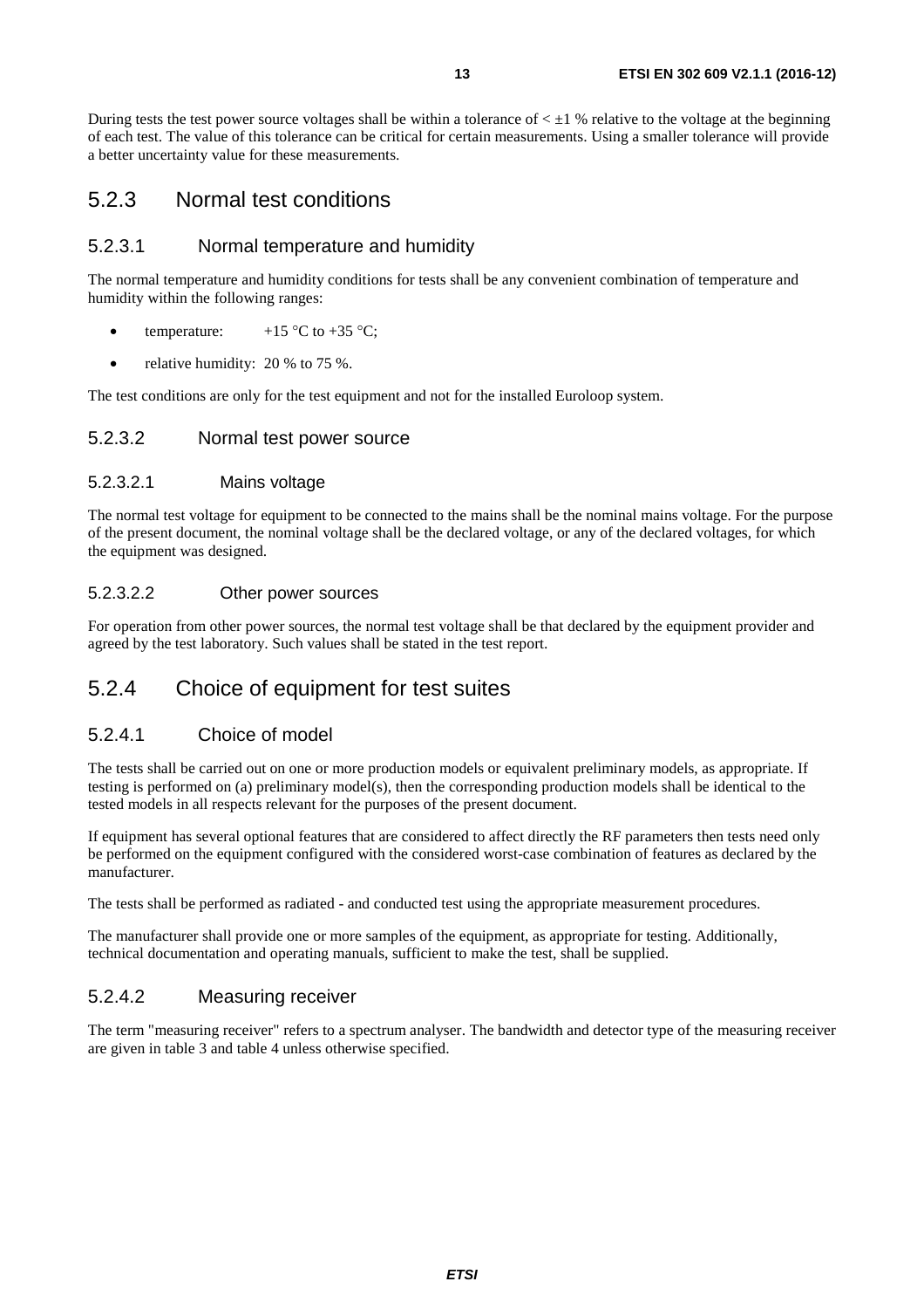During tests the test power source voltages shall be within a tolerance of < ±1 % relative to the voltage at the beginning of each test. The value of this tolerance can be critical for certain measurements. Using a smaller tolerance will provide a better uncertainty value for these measurements.

## 5.2.3 Normal test conditions

### 5.2.3.1 Normal temperature and humidity

The normal temperature and humidity conditions for tests shall be any convenient combination of temperature and humidity within the following ranges:

- temperature: +15 °C to +35 °C;
- relative humidity: 20 % to 75 %.

The test conditions are only for the test equipment and not for the installed Euroloop system.

### 5.2.3.2 Normal test power source

#### 5.2.3.2.1 Mains voltage

The normal test voltage for equipment to be connected to the mains shall be the nominal mains voltage. For the purpose of the present document, the nominal voltage shall be the declared voltage, or any of the declared voltages, for which the equipment was designed.

#### 5.2.3.2.2 Other power sources

For operation from other power sources, the normal test voltage shall be that declared by the equipment provider and agreed by the test laboratory. Such values shall be stated in the test report.

## 5.2.4 Choice of equipment for test suites

### 5.2.4.1 Choice of model

The tests shall be carried out on one or more production models or equivalent preliminary models, as appropriate. If testing is performed on (a) preliminary model(s), then the corresponding production models shall be identical to the tested models in all respects relevant for the purposes of the present document.

If equipment has several optional features that are considered to affect directly the RF parameters then tests need only be performed on the equipment configured with the considered worst-case combination of features as declared by the manufacturer.

The tests shall be performed as radiated - and conducted test using the appropriate measurement procedures.

The manufacturer shall provide one or more samples of the equipment, as appropriate for testing. Additionally, technical documentation and operating manuals, sufficient to make the test, shall be supplied.

### 5.2.4.2 Measuring receiver

The term "measuring receiver" refers to a spectrum analyser. The bandwidth and detector type of the measuring receiver are given in table 3 and table 4 unless otherwise specified.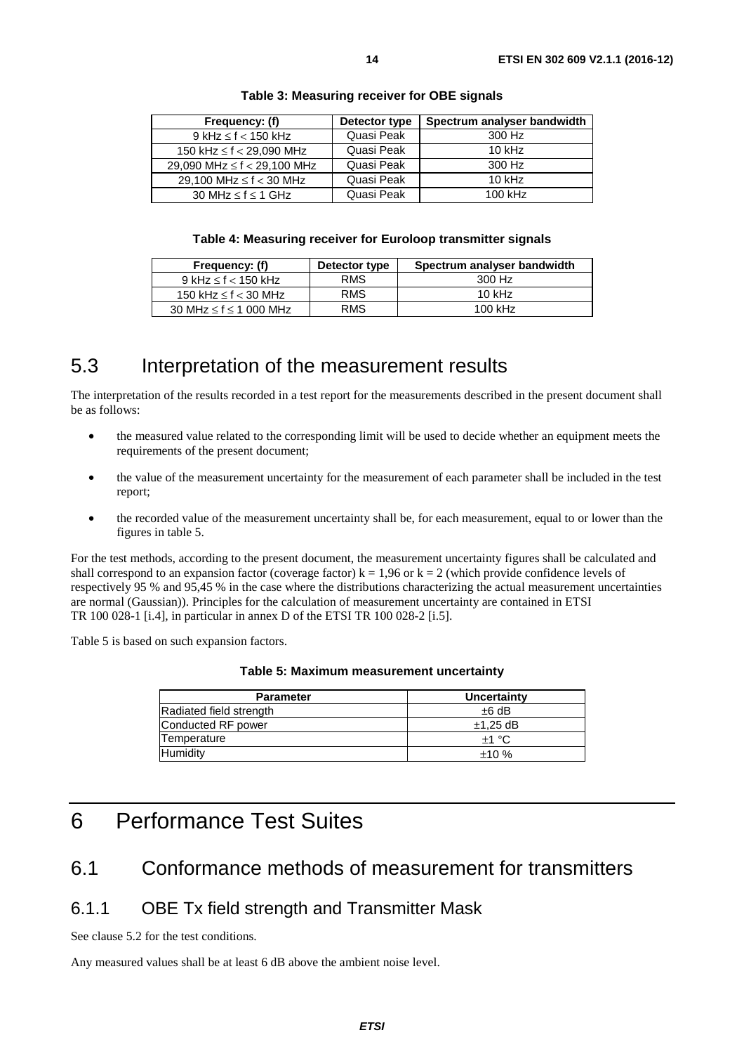**Table 3: Measuring receiver for OBE signals**

| Frequency: (f) | Detector type | Spectrum analyser bandwidth |
|---|---|---|
| 9 kHz ≤ f < 150 kHz | Quasi Peak | 300 Hz |
| 150 kHz ≤ f < 29,090 MHz | Quasi Peak | 10 kHz |
| 29,090 MHz ≤ f < 29,100 MHz | Quasi Peak | 300 Hz |
| 29,100 MHz ≤ f < 30 MHz | Quasi Peak | 10 kHz |
| 30 MHz ≤ f ≤ 1 GHz | Quasi Peak | 100 kHz |

**Table 4: Measuring receiver for Euroloop transmitter signals**

| Frequency: (f) | Detector type | Spectrum analyser bandwidth |
|---|---|---|
| 9 kHz ≤ f < 150 kHz | RMS | 300 Hz |
| 150 kHz ≤ f < 30 MHz | RMS | 10 kHz |
| 30 MHz ≤ f ≤ 1 000 MHz | RMS | 100 kHz |

## 5.3 Interpretation of the measurement results

The interpretation of the results recorded in a test report for the measurements described in the present document shall be as follows:

- the measured value related to the corresponding limit will be used to decide whether an equipment meets the requirements of the present document;
- the value of the measurement uncertainty for the measurement of each parameter shall be included in the test report;
- the recorded value of the measurement uncertainty shall be, for each measurement, equal to or lower than the figures in table 5.

For the test methods, according to the present document, the measurement uncertainty figures shall be calculated and shall correspond to an expansion factor (coverage factor) $k = 1,96$ or $k = 2$ (which provide confidence levels of respectively 95 % and 95,45 % in the case where the distributions characterizing the actual measurement uncertainties are normal (Gaussian)). Principles for the calculation of measurement uncertainty are contained in ETSI TR 100 028-1 [i.4], in particular in annex D of the ETSI TR 100 028-2 [i.5].

Table 5 is based on such expansion factors.

**Table 5: Maximum measurement uncertainty**

| Parameter | Uncertainty |
|---|---|
| Radiated field strength | ±6 dB |
| Conducted RF power | ±1,25 dB |
| Temperature | ±1 °C |
| Humidity | ±10 % |

# 6 Performance Test Suites

## 6.1 Conformance methods of measurement for transmitters

### 6.1.1 OBE Tx field strength and Transmitter Mask

See clause 5.2 for the test conditions.

Any measured values shall be at least 6 dB above the ambient noise level.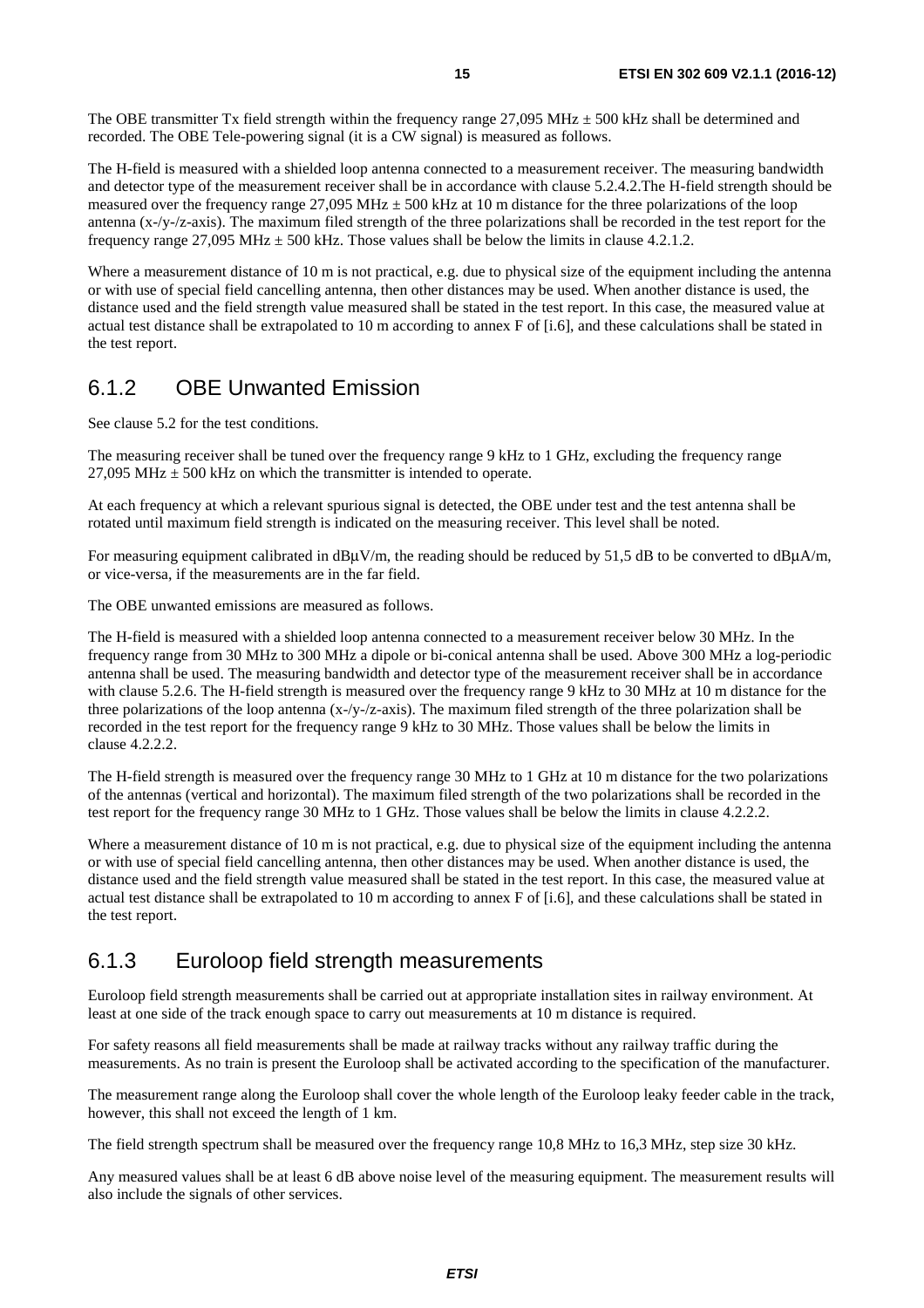The OBE transmitter Tx field strength within the frequency range 27,095 MHz ± 500 kHz shall be determined and recorded. The OBE Tele-powering signal (it is a CW signal) is measured as follows.

The H-field is measured with a shielded loop antenna connected to a measurement receiver. The measuring bandwidth and detector type of the measurement receiver shall be in accordance with clause 5.2.4.2.The H-field strength should be measured over the frequency range 27,095 MHz ± 500 kHz at 10 m distance for the three polarizations of the loop antenna (x-/y-/z-axis). The maximum filed strength of the three polarizations shall be recorded in the test report for the frequency range 27,095 MHz ± 500 kHz. Those values shall be below the limits in clause 4.2.1.2.

Where a measurement distance of 10 m is not practical, e.g. due to physical size of the equipment including the antenna or with use of special field cancelling antenna, then other distances may be used. When another distance is used, the distance used and the field strength value measured shall be stated in the test report. In this case, the measured value at actual test distance shall be extrapolated to 10 m according to annex F of [i.6], and these calculations shall be stated in the test report.

### 6.1.2 OBE Unwanted Emission

See clause 5.2 for the test conditions.

The measuring receiver shall be tuned over the frequency range 9 kHz to 1 GHz, excluding the frequency range 27,095 MHz ± 500 kHz on which the transmitter is intended to operate.

At each frequency at which a relevant spurious signal is detected, the OBE under test and the test antenna shall be rotated until maximum field strength is indicated on the measuring receiver. This level shall be noted.

For measuring equipment calibrated in dBµV/m, the reading should be reduced by 51,5 dB to be converted to dBµA/m, or vice-versa, if the measurements are in the far field.

The OBE unwanted emissions are measured as follows.

The H-field is measured with a shielded loop antenna connected to a measurement receiver below 30 MHz. In the frequency range from 30 MHz to 300 MHz a dipole or bi-conical antenna shall be used. Above 300 MHz a log-periodic antenna shall be used. The measuring bandwidth and detector type of the measurement receiver shall be in accordance with clause 5.2.6. The H-field strength is measured over the frequency range 9 kHz to 30 MHz at 10 m distance for the three polarizations of the loop antenna (x-/y-/z-axis). The maximum filed strength of the three polarization shall be recorded in the test report for the frequency range 9 kHz to 30 MHz. Those values shall be below the limits in clause 4.2.2.2.

The H-field strength is measured over the frequency range 30 MHz to 1 GHz at 10 m distance for the two polarizations of the antennas (vertical and horizontal). The maximum filed strength of the two polarizations shall be recorded in the test report for the frequency range 30 MHz to 1 GHz. Those values shall be below the limits in clause 4.2.2.2.

Where a measurement distance of 10 m is not practical, e.g. due to physical size of the equipment including the antenna or with use of special field cancelling antenna, then other distances may be used. When another distance is used, the distance used and the field strength value measured shall be stated in the test report. In this case, the measured value at actual test distance shall be extrapolated to 10 m according to annex F of [i.6], and these calculations shall be stated in the test report.

### 6.1.3 Euroloop field strength measurements

Euroloop field strength measurements shall be carried out at appropriate installation sites in railway environment. At least at one side of the track enough space to carry out measurements at 10 m distance is required.

For safety reasons all field measurements shall be made at railway tracks without any railway traffic during the measurements. As no train is present the Euroloop shall be activated according to the specification of the manufacturer.

The measurement range along the Euroloop shall cover the whole length of the Euroloop leaky feeder cable in the track, however, this shall not exceed the length of 1 km.

The field strength spectrum shall be measured over the frequency range 10,8 MHz to 16,3 MHz, step size 30 kHz.

Any measured values shall be at least 6 dB above noise level of the measuring equipment. The measurement results will also include the signals of other services.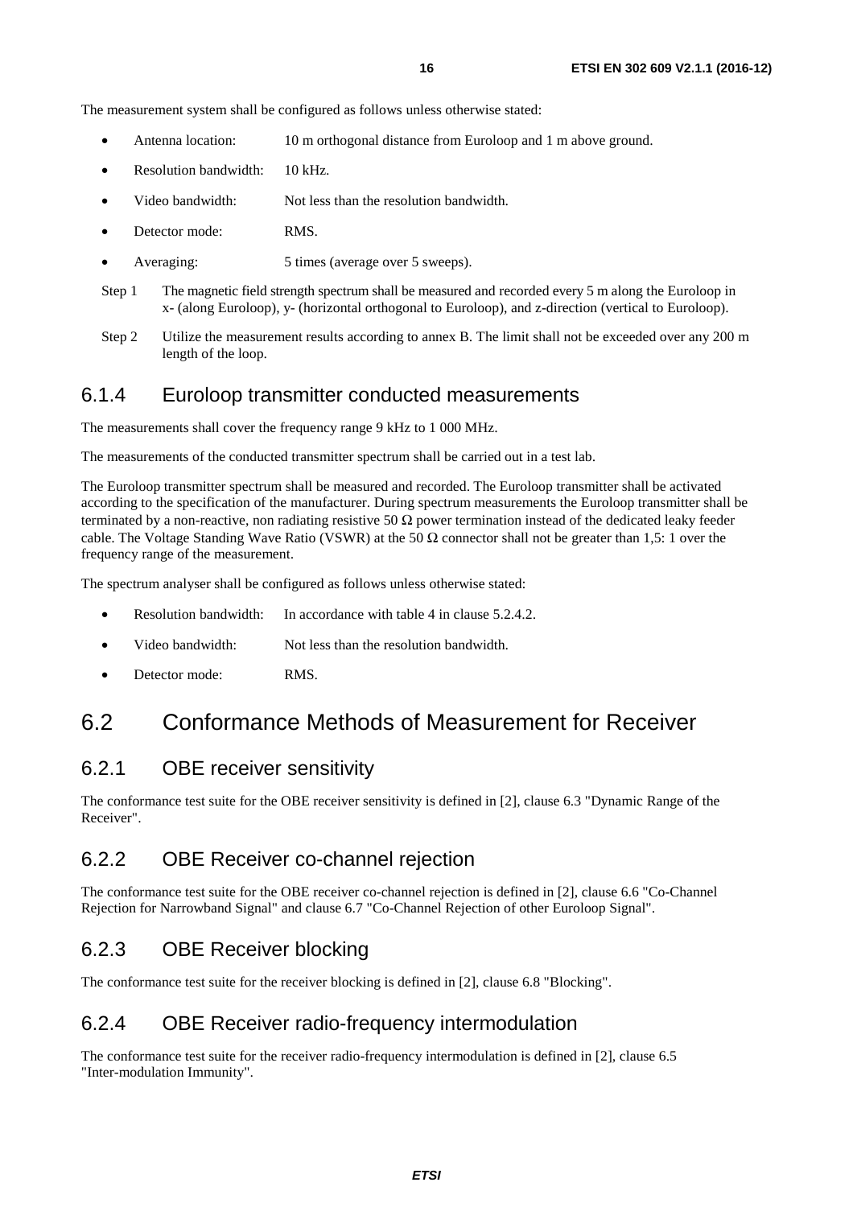The measurement system shall be configured as follows unless otherwise stated:

- Antenna location: 10 m orthogonal distance from Euroloop and 1 m above ground.
- Resolution bandwidth: 10 kHz.
- Video bandwidth: Not less than the resolution bandwidth.
- Detector mode: RMS.
- Averaging: 5 times (average over 5 sweeps).

Step 1 The magnetic field strength spectrum shall be measured and recorded every 5 m along the Euroloop in x- (along Euroloop), y- (horizontal orthogonal to Euroloop), and z-direction (vertical to Euroloop).

Step 2 Utilize the measurement results according to annex B. The limit shall not be exceeded over any 200 m length of the loop.

### 6.1.4 Euroloop transmitter conducted measurements

The measurements shall cover the frequency range 9 kHz to 1 000 MHz.

The measurements of the conducted transmitter spectrum shall be carried out in a test lab.

The Euroloop transmitter spectrum shall be measured and recorded. The Euroloop transmitter shall be activated according to the specification of the manufacturer. During spectrum measurements the Euroloop transmitter shall be terminated by a non-reactive, non radiating resistive 50 Ω power termination instead of the dedicated leaky feeder cable. The Voltage Standing Wave Ratio (VSWR) at the 50 Ω connector shall not be greater than 1,5: 1 over the frequency range of the measurement.

The spectrum analyser shall be configured as follows unless otherwise stated:

- Resolution bandwidth: In accordance with table 4 in clause 5.2.4.2.
- Video bandwidth: Not less than the resolution bandwidth.
- Detector mode: RMS.

## 6.2 Conformance Methods of Measurement for Receiver

### 6.2.1 OBE receiver sensitivity

The conformance test suite for the OBE receiver sensitivity is defined in [2], clause 6.3 "Dynamic Range of the Receiver".

### 6.2.2 OBE Receiver co-channel rejection

The conformance test suite for the OBE receiver co-channel rejection is defined in [2], clause 6.6 "Co-Channel Rejection for Narrowband Signal" and clause 6.7 "Co-Channel Rejection of other Euroloop Signal".

### 6.2.3 OBE Receiver blocking

The conformance test suite for the receiver blocking is defined in [2], clause 6.8 "Blocking".

### 6.2.4 OBE Receiver radio-frequency intermodulation

The conformance test suite for the receiver radio-frequency intermodulation is defined in [2], clause 6.5 "Inter-modulation Immunity".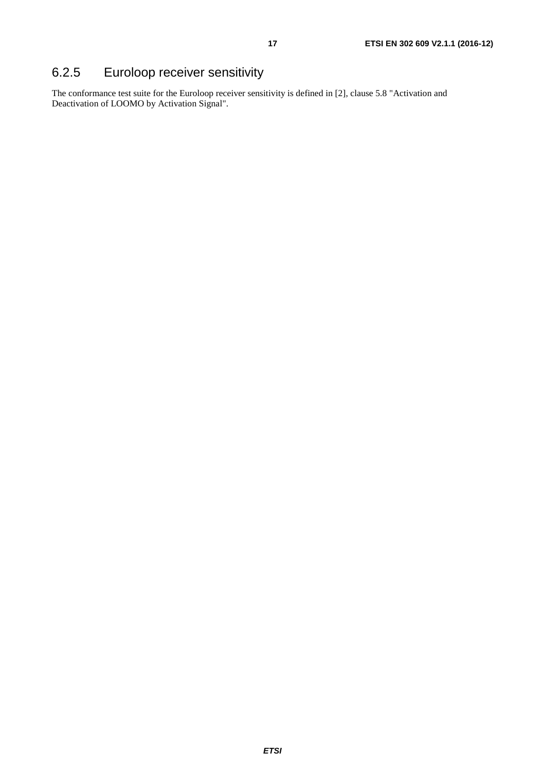### 6.2.5 Euroloop receiver sensitivity

The conformance test suite for the Euroloop receiver sensitivity is defined in [2], clause 5.8 "Activation and Deactivation of LOOMO by Activation Signal".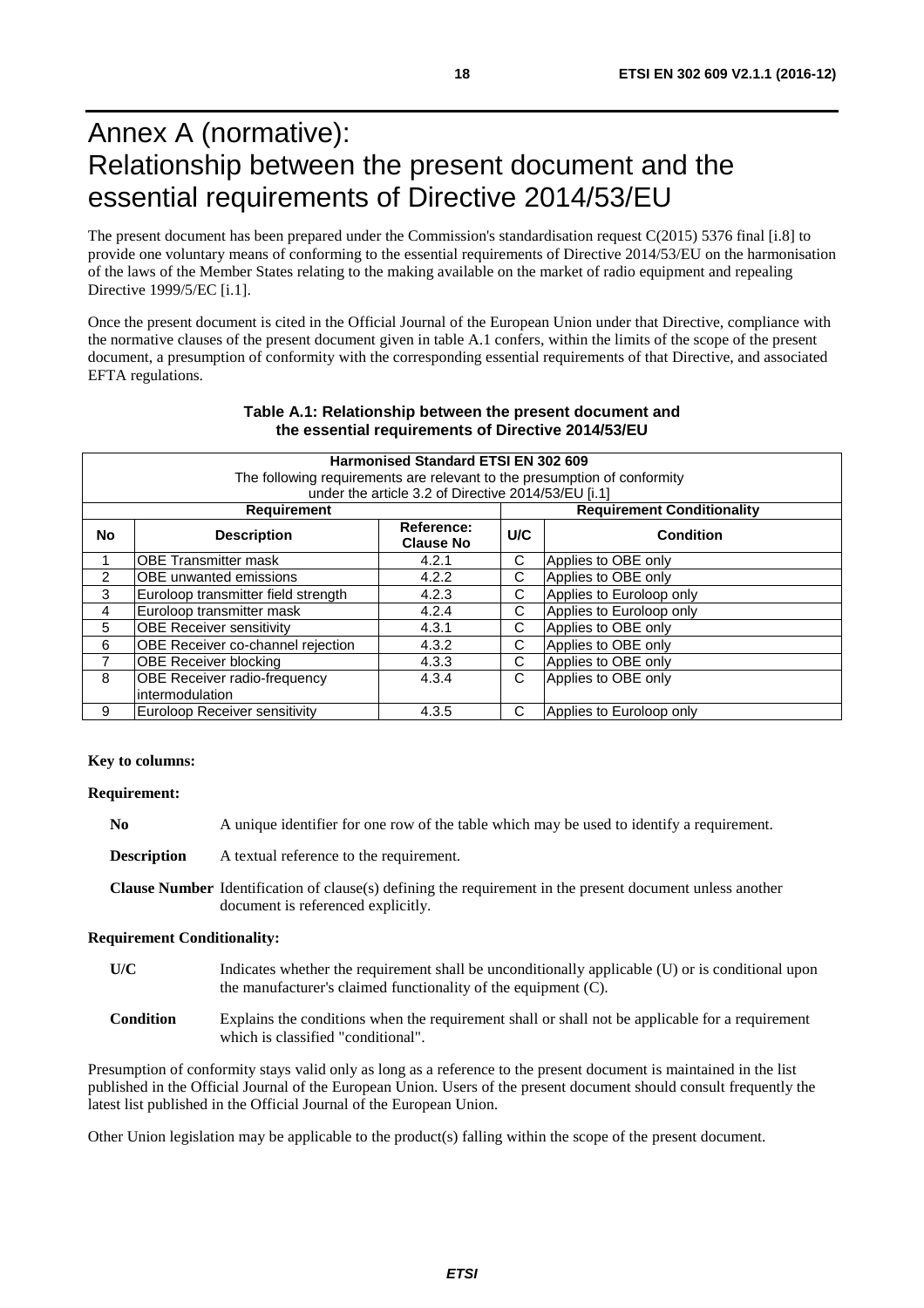# Annex A (normative): Relationship between the present document and the essential requirements of Directive 2014/53/EU

The present document has been prepared under the Commission's standardisation request C(2015) 5376 final [i.8] to provide one voluntary means of conforming to the essential requirements of Directive 2014/53/EU on the harmonisation of the laws of the Member States relating to the making available on the market of radio equipment and repealing Directive 1999/5/EC [i.1].

Once the present document is cited in the Official Journal of the European Union under that Directive, compliance with the normative clauses of the present document given in table A.1 confers, within the limits of the scope of the present document, a presumption of conformity with the corresponding essential requirements of that Directive, and associated EFTA regulations.

**Table A.1: Relationship between the present document and the essential requirements of Directive 2014/53/EU**

| **Harmonised Standard ETSI EN 302 609**<br>The following requirements are relevant to the presumption of conformity under the article 3.2 of Directive 2014/53/EU [i.1] | | | | |
|---|---|---|---|---|
| **Requirement** | | | **Requirement Conditionality** | |
| **No** | **Description** | **Reference: Clause No** | **U/C** | **Condition** |
| 1 | OBE Transmitter mask | 4.2.1 | C | Applies to OBE only |
| 2 | OBE unwanted emissions | 4.2.2 | C | Applies to OBE only |
| 3 | Euroloop transmitter field strength | 4.2.3 | C | Applies to Euroloop only |
| 4 | Euroloop transmitter mask | 4.2.4 | C | Applies to Euroloop only |
| 5 | OBE Receiver sensitivity | 4.3.1 | C | Applies to OBE only |
| 6 | OBE Receiver co-channel rejection | 4.3.2 | C | Applies to OBE only |
| 7 | OBE Receiver blocking | 4.3.3 | C | Applies to OBE only |
| 8 | OBE Receiver radio-frequency intermodulation | 4.3.4 | C | Applies to OBE only |
| 9 | Euroloop Receiver sensitivity | 4.3.5 | C | Applies to Euroloop only |

**Key to columns:**

**Requirement:**

**No** A unique identifier for one row of the table which may be used to identify a requirement.

**Description** A textual reference to the requirement.

**Clause Number** Identification of clause(s) defining the requirement in the present document unless another document is referenced explicitly.

**Requirement Conditionality:**

**U/C** Indicates whether the requirement shall be unconditionally applicable (U) or is conditional upon the manufacturer's claimed functionality of the equipment (C).

**Condition** Explains the conditions when the requirement shall or shall not be applicable for a requirement which is classified "conditional".

Presumption of conformity stays valid only as long as a reference to the present document is maintained in the list published in the Official Journal of the European Union. Users of the present document should consult frequently the latest list published in the Official Journal of the European Union.

Other Union legislation may be applicable to the product(s) falling within the scope of the present document.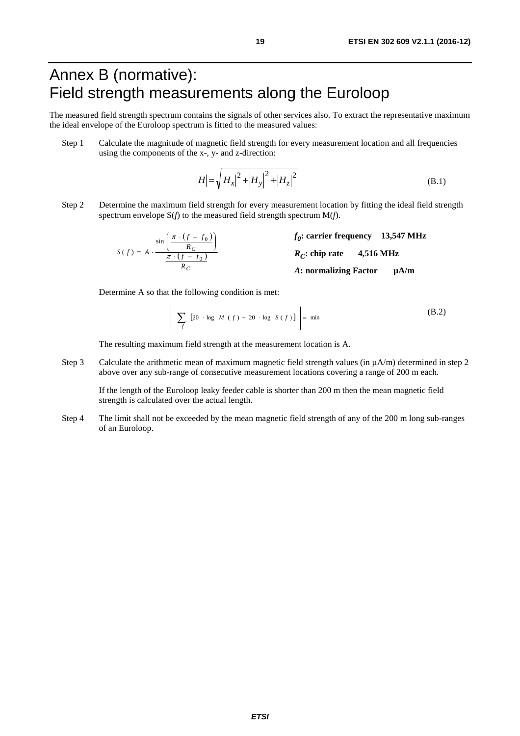# Annex B (normative): Field strength measurements along the Euroloop

The measured field strength spectrum contains the signals of other services also. To extract the representative maximum the ideal envelope of the Euroloop spectrum is fitted to the measured values:

Step 1 Calculate the magnitude of magnetic field strength for every measurement location and all frequencies using the components of the x-, y- and z-direction:

$$|H| = \sqrt{|H_x|^2 + |H_y|^2 + |H_z|^2} \tag{B.1}$$

Step 2 Determine the maximum field strength for every measurement location by fitting the ideal field strength spectrum envelope S(*f*) to the measured field strength spectrum M(*f*).

$$S(f) = A \cdot \frac{\sin\left(\frac{\pi \cdot (f - f_0)}{R_C}\right)}{\frac{\pi \cdot (f - f_0)}{R_C}}$$

**$f_0$: carrier frequency 13,547 MHz**

**$R_C$: chip rate 4,516 MHz**

**$A$: normalizing Factor µA/m**

Determine A so that the following condition is met:

$$\left| \sum_f \left[ 20 \cdot \log M(f) - 20 \cdot \log S(f) \right] \right| = \min \tag{B.2}$$

The resulting maximum field strength at the measurement location is A.

Step 3 Calculate the arithmetic mean of maximum magnetic field strength values (in µA/m) determined in step 2 above over any sub-range of consecutive measurement locations covering a range of 200 m each.

If the length of the Euroloop leaky feeder cable is shorter than 200 m then the mean magnetic field strength is calculated over the actual length.

Step 4 The limit shall not be exceeded by the mean magnetic field strength of any of the 200 m long sub-ranges of an Euroloop.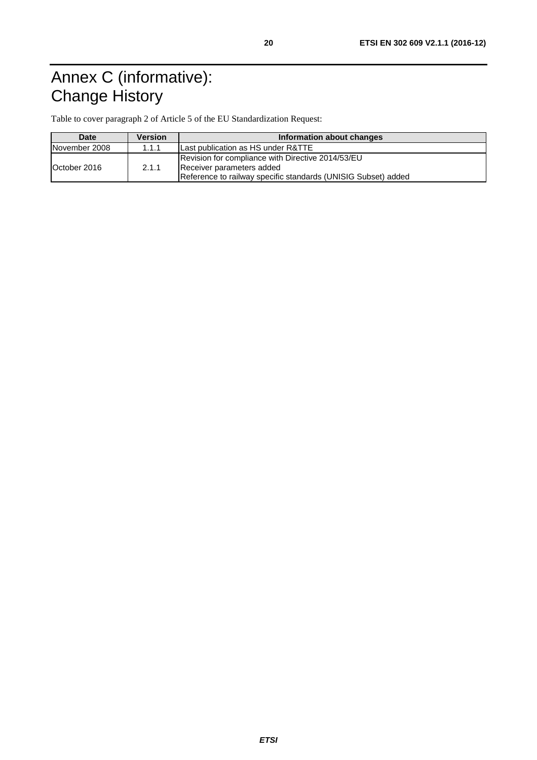# Annex C (informative): Change History

Table to cover paragraph 2 of Article 5 of the EU Standardization Request:

| Date | Version | Information about changes |
|---|---|---|
| November 2008 | 1.1.1 | Last publication as HS under R&TTE |
| October 2016 | 2.1.1 | Revision for compliance with Directive 2014/53/EU<br>Receiver parameters added<br>Reference to railway specific standards (UNISIG Subset) added |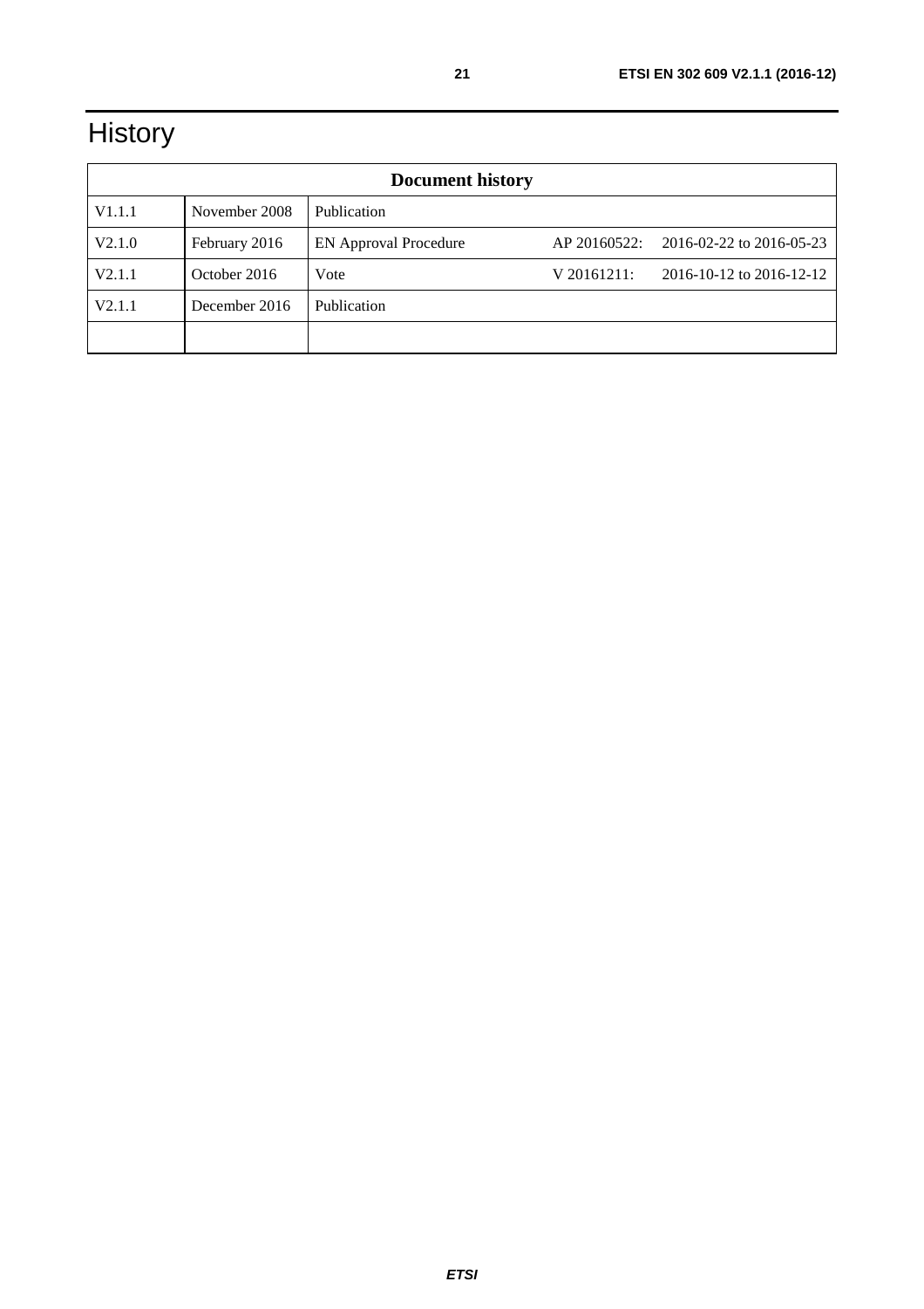# History

| Document history | | | | |
|---|---|---|---|---|
| V1.1.1 | November 2008 | Publication | | |
| V2.1.0 | February 2016 | EN Approval Procedure | AP 20160522: | 2016-02-22 to 2016-05-23 |
| V2.1.1 | October 2016 | Vote | V 20161211: | 2016-10-12 to 2016-12-12 |
| V2.1.1 | December 2016 | Publication | | |
| | | | | |